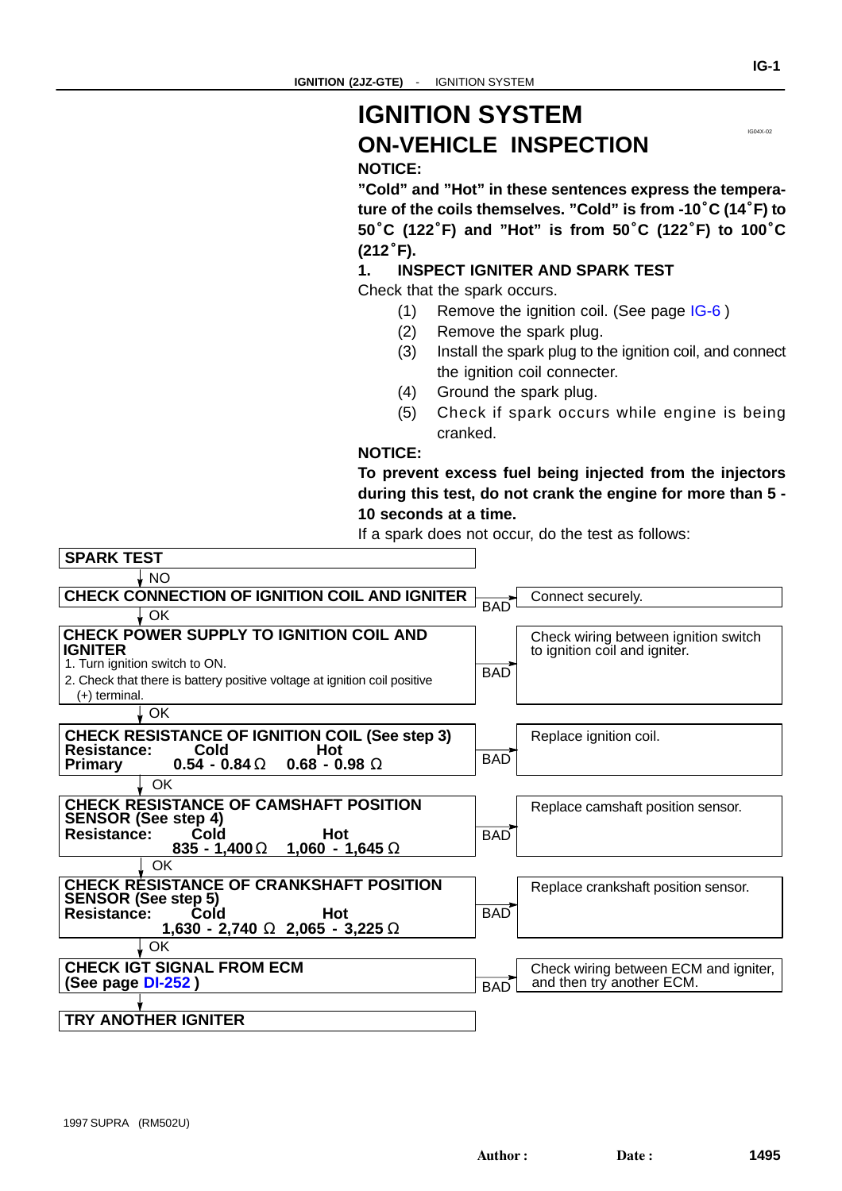# IGNITION SYSTEM

## ON-VEHICLE INSPECTION

**NOTICE:**

**"Cold" and "Hot" in these sentences express the temperature of the coils themselves. "Cold" is from -10°C (14°F) to 50°C (122°F) and "Hot" is from 50°C (122°F) to 100°C (212°F).**

### 1. INSPECT IGNITER AND SPARK TEST

Check that the spark occurs.

(1) Remove the ignition coil. (See page IG-6 )

(2) Remove the spark plug.

(3) Install the spark plug to the ignition coil, and connect the ignition coil connecter.

(4) Ground the spark plug.

(5) Check if spark occurs while engine is being cranked.

**NOTICE:**

**To prevent excess fuel being injected from the injectors during this test, do not crank the engine for more than 5 - 10 seconds at a time.**

If a spark does not occur, do the test as follows:

**SPARK TEST**

↓ NO

**CHECK CONNECTION OF IGNITION COIL AND IGNITER** — BAD → Connect securely.

↓ OK

**CHECK POWER SUPPLY TO IGNITION COIL AND IGNITER**
1. Turn ignition switch to ON.
2. Check that there is battery positive voltage at ignition coil positive (+) terminal.

— BAD → Check wiring between ignition switch to ignition coil and igniter.

↓ OK

**CHECK RESISTANCE OF IGNITION COIL (See step 3)**

| Resistance: | Cold | Hot |
|---|---|---|
| Primary | 0.54 - 0.84 Ω | 0.68 - 0.98 Ω |

— BAD → Replace ignition coil.

↓ OK

**CHECK RESISTANCE OF CAMSHAFT POSITION SENSOR (See step 4)**

| Resistance: | Cold | Hot |
|---|---|---|
| | 835 - 1,400 Ω | 1,060 - 1,645 Ω |

— BAD → Replace camshaft position sensor.

↓ OK

**CHECK RESISTANCE OF CRANKSHAFT POSITION SENSOR (See step 5)**

| Resistance: | Cold | Hot |
|---|---|---|
| | 1,630 - 2,740 Ω | 2,065 - 3,225 Ω |

— BAD → Replace crankshaft position sensor.

↓ OK

**CHECK IGT SIGNAL FROM ECM (See page DI-252 )** — BAD → Check wiring between ECM and igniter, and then try another ECM.

↓

**TRY ANOTHER IGNITER**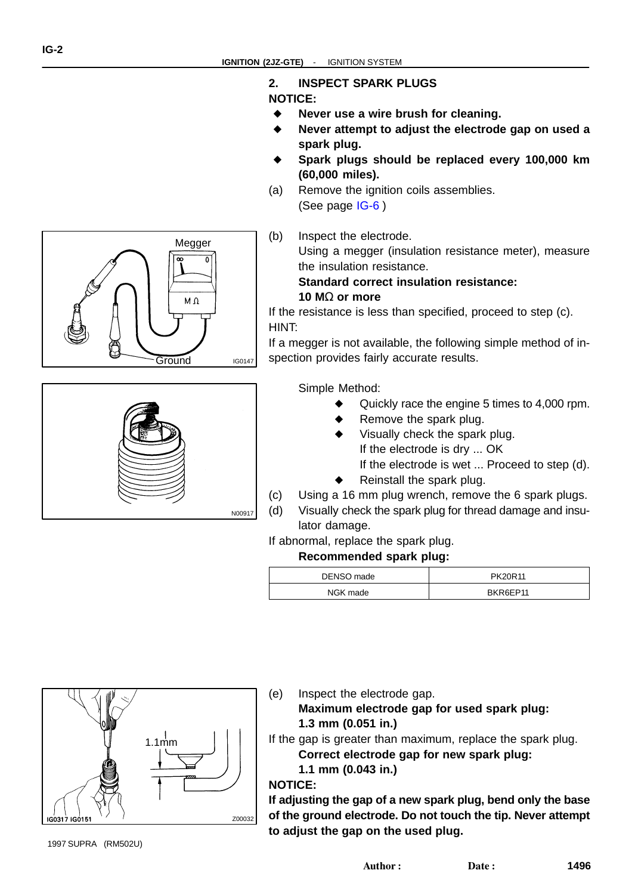## 2. INSPECT SPARK PLUGS

**NOTICE:**

- **Never use a wire brush for cleaning.**
- **Never attempt to adjust the electrode gap on used a spark plug.**
- **Spark plugs should be replaced every 100,000 km (60,000 miles).**

(a) Remove the ignition coils assemblies.
(See page IG-6 )

(b) Inspect the electrode.
Using a megger (insulation resistance meter), measure the insulation resistance.
**Standard correct insulation resistance:**
**10 MΩ or more**

If the resistance is less than specified, proceed to step (c).

HINT:

If a megger is not available, the following simple method of inspection provides fairly accurate results.

Simple Method:

- Quickly race the engine 5 times to 4,000 rpm.
- Remove the spark plug.
- Visually check the spark plug.
  If the electrode is dry ... OK
  If the electrode is wet ... Proceed to step (d).
- Reinstall the spark plug.

(c) Using a 16 mm plug wrench, remove the 6 spark plugs.

(d) Visually check the spark plug for thread damage and insulator damage.

If abnormal, replace the spark plug.

**Recommended spark plug:**

| DENSO made | PK20R11 |
|---|---|
| NGK made | BKR6EP11 |

(e) Inspect the electrode gap.
**Maximum electrode gap for used spark plug:**
**1.3 mm (0.051 in.)**

If the gap is greater than maximum, replace the spark plug.

**Correct electrode gap for new spark plug:**
**1.1 mm (0.043 in.)**

**NOTICE:**

**If adjusting the gap of a new spark plug, bend only the base of the ground electrode. Do not touch the tip. Never attempt to adjust the gap on the used plug.**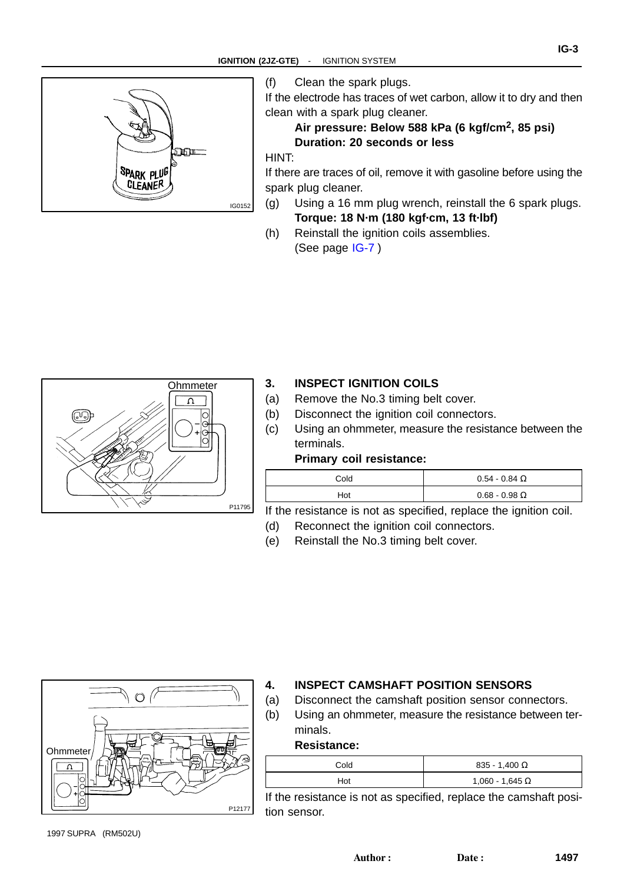(f) Clean the spark plugs.

If the electrode has traces of wet carbon, allow it to dry and then clean with a spark plug cleaner.

**Air pressure: Below 588 kPa (6 kgf/cm$^2$, 85 psi)**
**Duration: 20 seconds or less**

HINT:

If there are traces of oil, remove it with gasoline before using the spark plug cleaner.

(g) Using a 16 mm plug wrench, reinstall the 6 spark plugs.
**Torque: 18 N·m (180 kgf·cm, 13 ft·lbf)**

(h) Reinstall the ignition coils assemblies.
(See page IG-7 )

IG0152

Ohmmeter

P11795

## 3. INSPECT IGNITION COILS

(a) Remove the No.3 timing belt cover.

(b) Disconnect the ignition coil connectors.

(c) Using an ohmmeter, measure the resistance between the terminals.

**Primary coil resistance:**

| Cold | 0.54 - 0.84 Ω |
|---|---|
| Hot | 0.68 - 0.98 Ω |

If the resistance is not as specified, replace the ignition coil.

(d) Reconnect the ignition coil connectors.

(e) Reinstall the No.3 timing belt cover.

Ohmmeter

P12177

## 4. INSPECT CAMSHAFT POSITION SENSORS

(a) Disconnect the camshaft position sensor connectors.

(b) Using an ohmmeter, measure the resistance between terminals.

**Resistance:**

| Cold | 835 - 1,400 Ω |
|---|---|
| Hot | 1,060 - 1,645 Ω |

If the resistance is not as specified, replace the camshaft position sensor.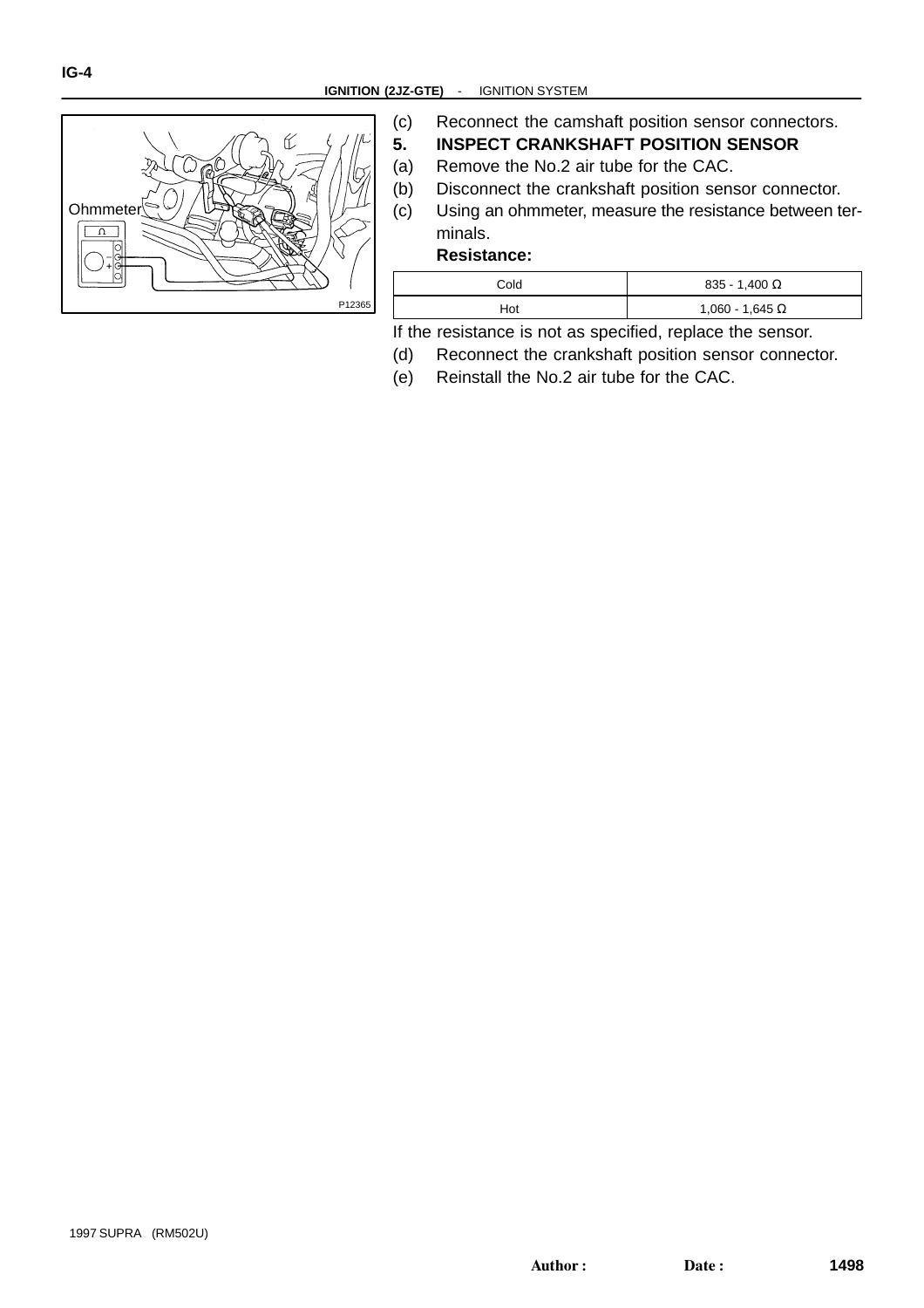(c) Reconnect the camshaft position sensor connectors.

**5. INSPECT CRANKSHAFT POSITION SENSOR**

(a) Remove the No.2 air tube for the CAC.

(b) Disconnect the crankshaft position sensor connector.

(c) Using an ohmmeter, measure the resistance between terminals.

**Resistance:**

| Cold | 835 - 1,400 Ω |
|---|---|
| Hot | 1,060 - 1,645 Ω |

If the resistance is not as specified, replace the sensor.

(d) Reconnect the crankshaft position sensor connector.

(e) Reinstall the No.2 air tube for the CAC.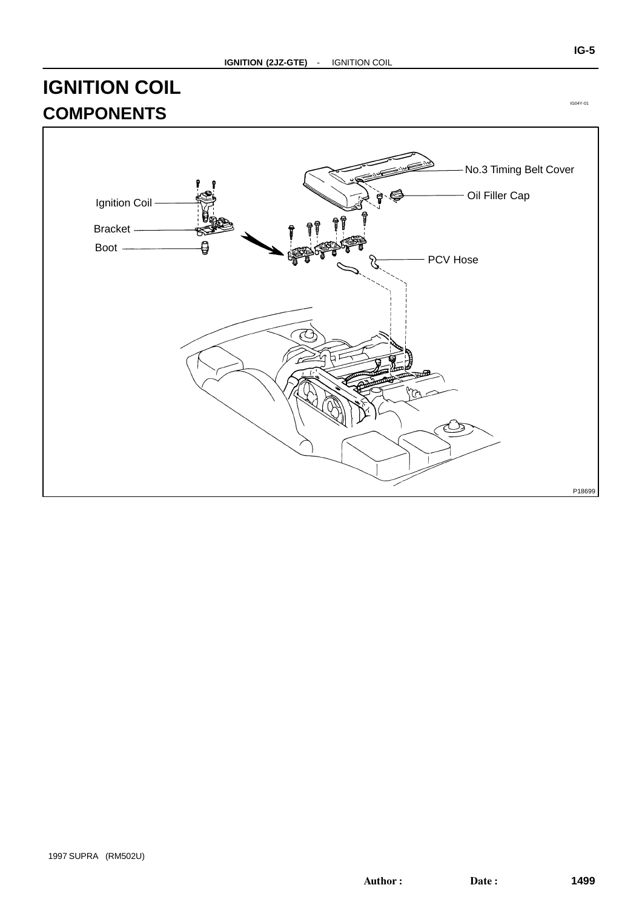# IGNITION COIL

IG04Y-01

## COMPONENTS

No.3 Timing Belt Cover

Oil Filler Cap

Ignition Coil

Bracket

Boot

PCV Hose

P18699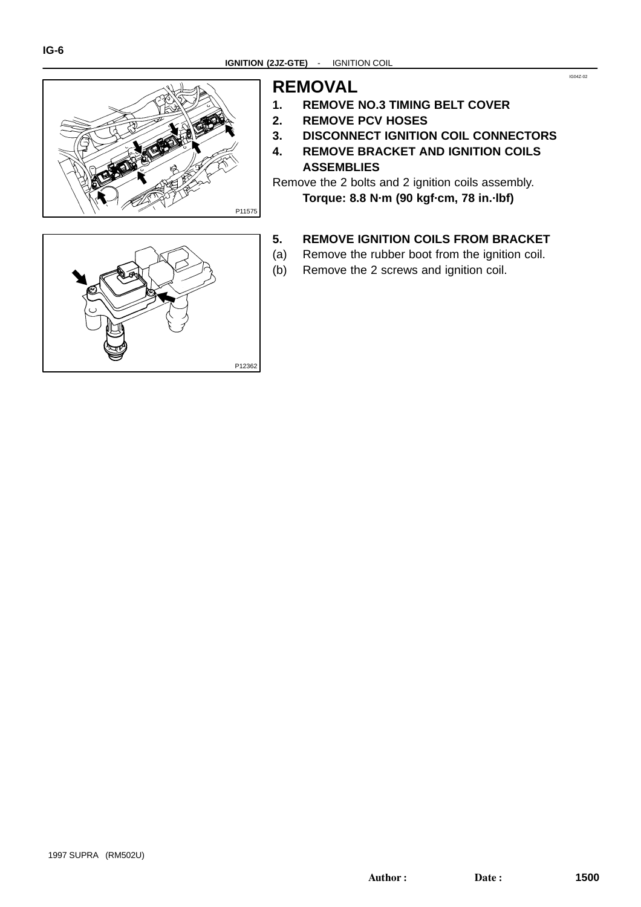IG04Z-02

## REMOVAL

1. **REMOVE NO.3 TIMING BELT COVER**
2. **REMOVE PCV HOSES**
3. **DISCONNECT IGNITION COIL CONNECTORS**
4. **REMOVE BRACKET AND IGNITION COILS ASSEMBLIES**

Remove the 2 bolts and 2 ignition coils assembly.

**Torque: 8.8 N·m (90 kgf·cm, 78 in.·lbf)**

P11575

5. **REMOVE IGNITION COILS FROM BRACKET**

(a) Remove the rubber boot from the ignition coil.

(b) Remove the 2 screws and ignition coil.

P12362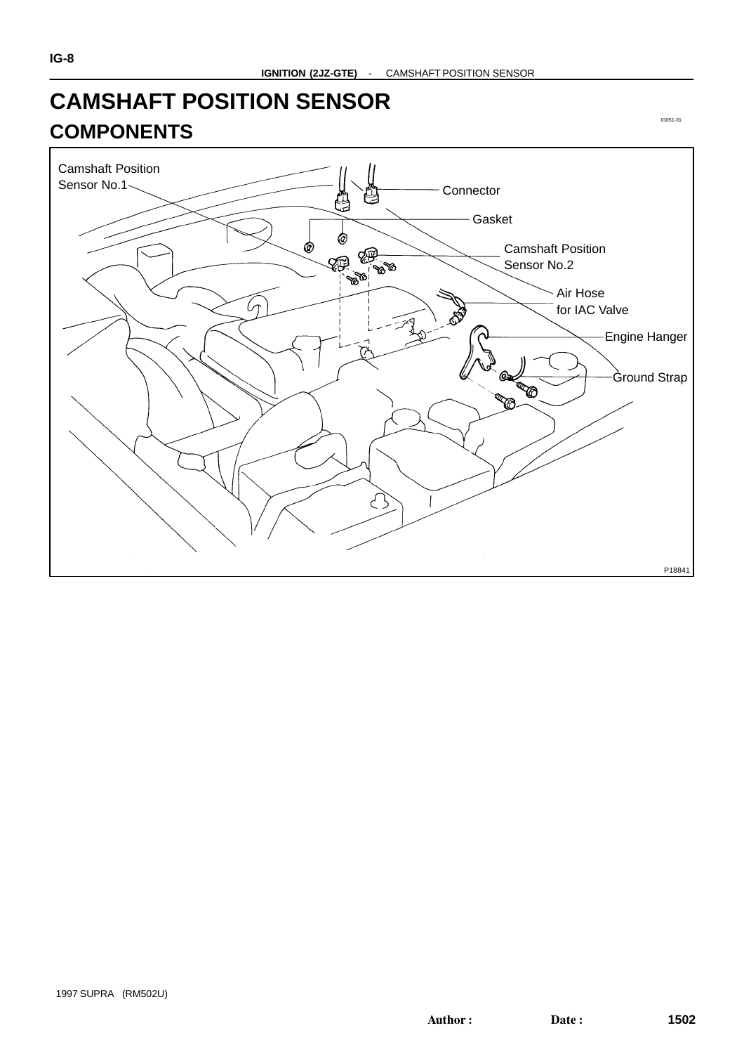# CAMSHAFT POSITION SENSOR

IG051-01

## COMPONENTS

Camshaft Position Sensor No.1

Connector

Gasket

Camshaft Position Sensor No.2

Air Hose for IAC Valve

Engine Hanger

Ground Strap

P18841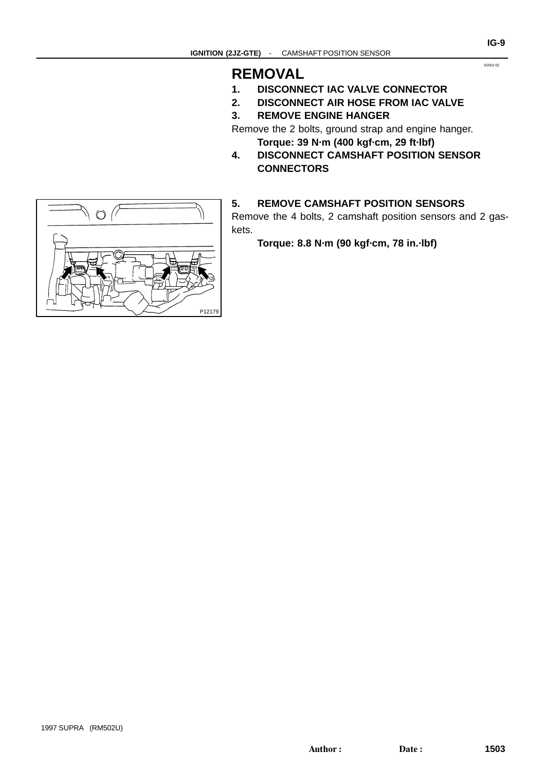IG052-02

# REMOVAL

1. **DISCONNECT IAC VALVE CONNECTOR**
2. **DISCONNECT AIR HOSE FROM IAC VALVE**
3. **REMOVE ENGINE HANGER**

Remove the 2 bolts, ground strap and engine hanger.

**Torque: 39 N·m (400 kgf·cm, 29 ft·lbf)**

4. **DISCONNECT CAMSHAFT POSITION SENSOR CONNECTORS**

P12179

5. **REMOVE CAMSHAFT POSITION SENSORS**

Remove the 4 bolts, 2 camshaft position sensors and 2 gaskets.

**Torque: 8.8 N·m (90 kgf·cm, 78 in.·lbf)**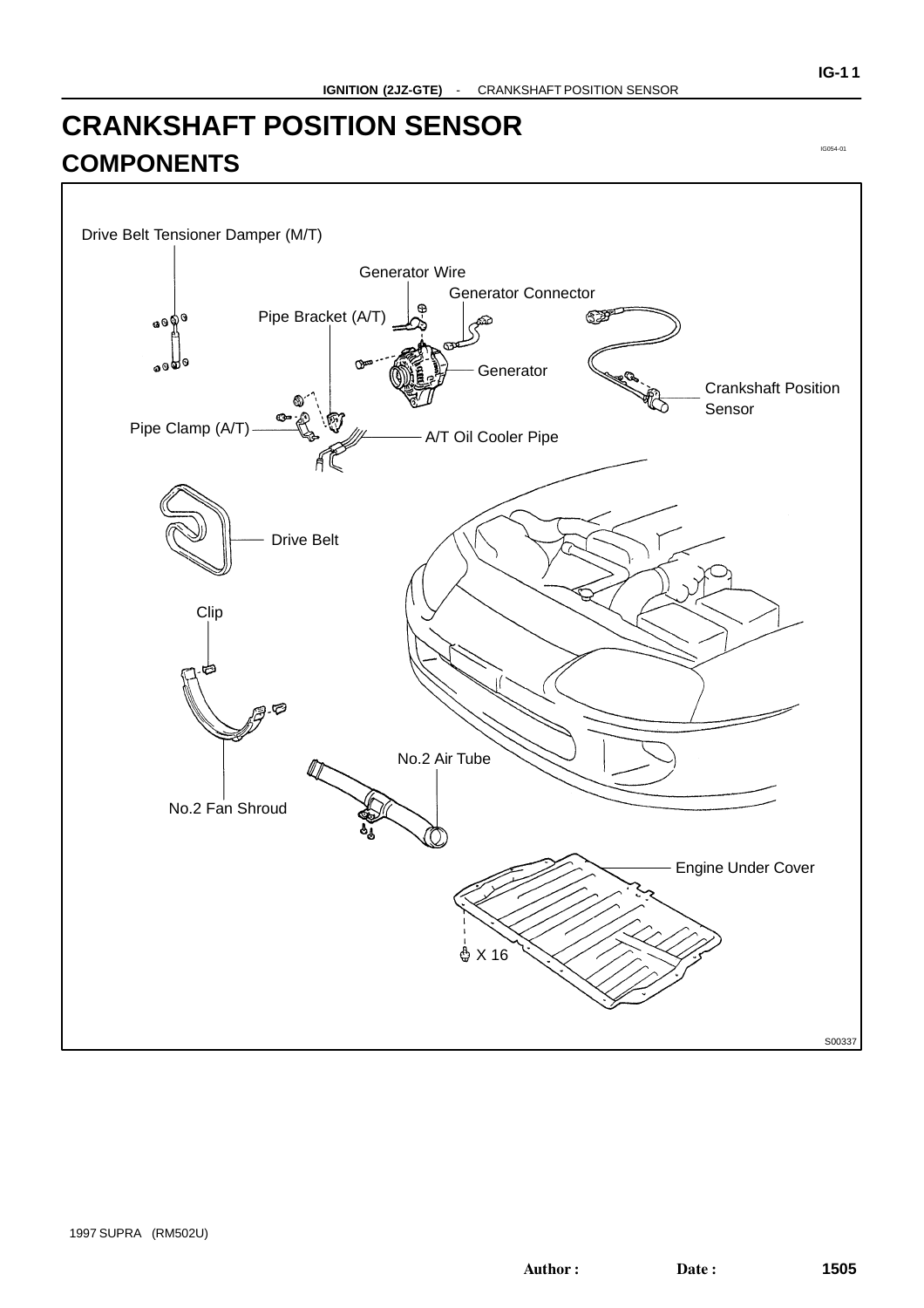# CRANKSHAFT POSITION SENSOR

## COMPONENTS

IG054-01

Drive Belt Tensioner Damper (M/T)

Generator Wire

Generator Connector

Pipe Bracket (A/T)

Generator

Crankshaft Position Sensor

Pipe Clamp (A/T)

A/T Oil Cooler Pipe

Drive Belt

Clip

No.2 Air Tube

No.2 Fan Shroud

Engine Under Cover

X 16

S00337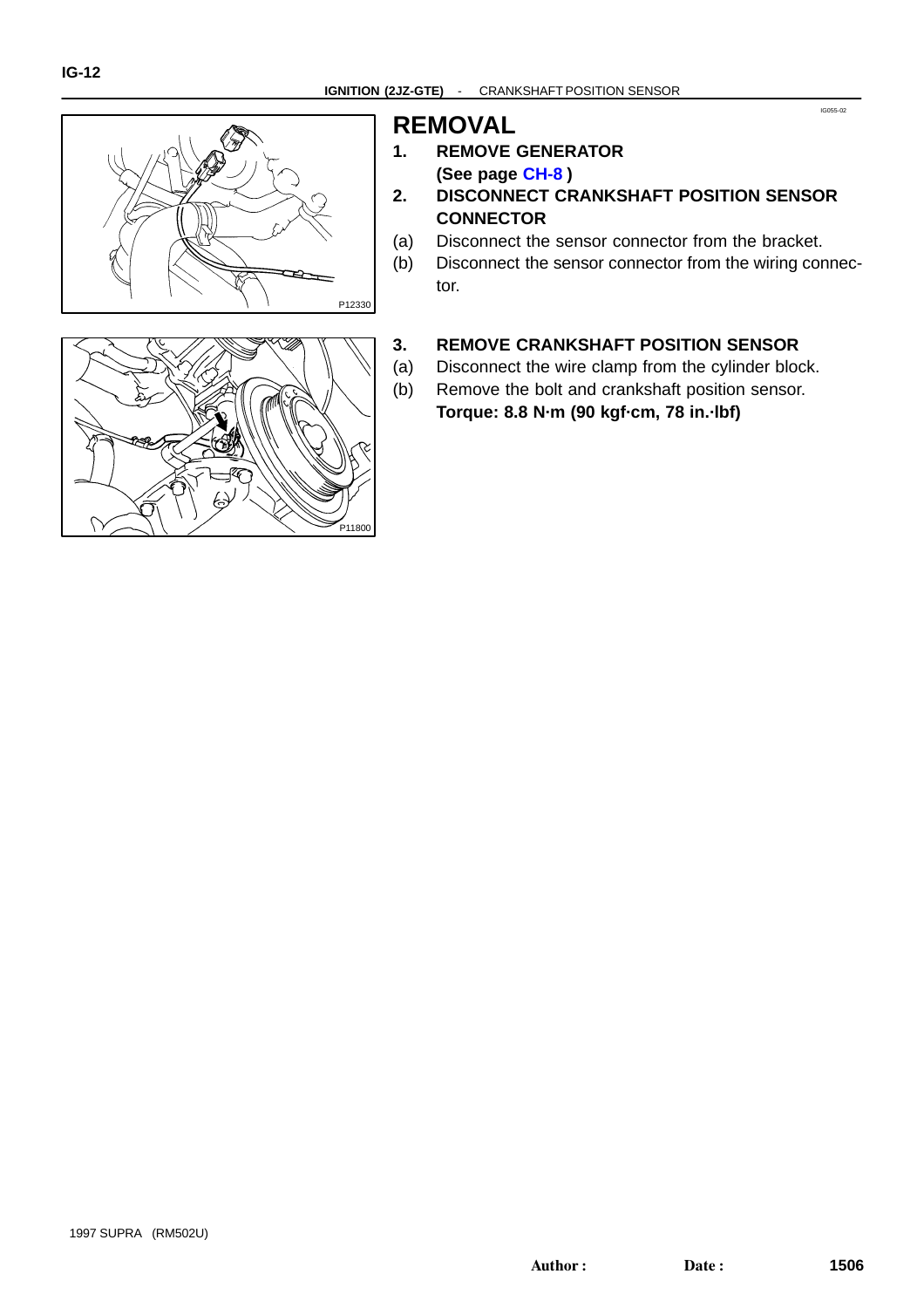# REMOVAL

1. **REMOVE GENERATOR**
   **(See page CH-8 )**
2. **DISCONNECT CRANKSHAFT POSITION SENSOR CONNECTOR**

(a) Disconnect the sensor connector from the bracket.
(b) Disconnect the sensor connector from the wiring connector.

P12330

3. **REMOVE CRANKSHAFT POSITION SENSOR**

(a) Disconnect the wire clamp from the cylinder block.
(b) Remove the bolt and crankshaft position sensor.
**Torque: 8.8 N·m (90 kgf·cm, 78 in.·lbf)**

P11800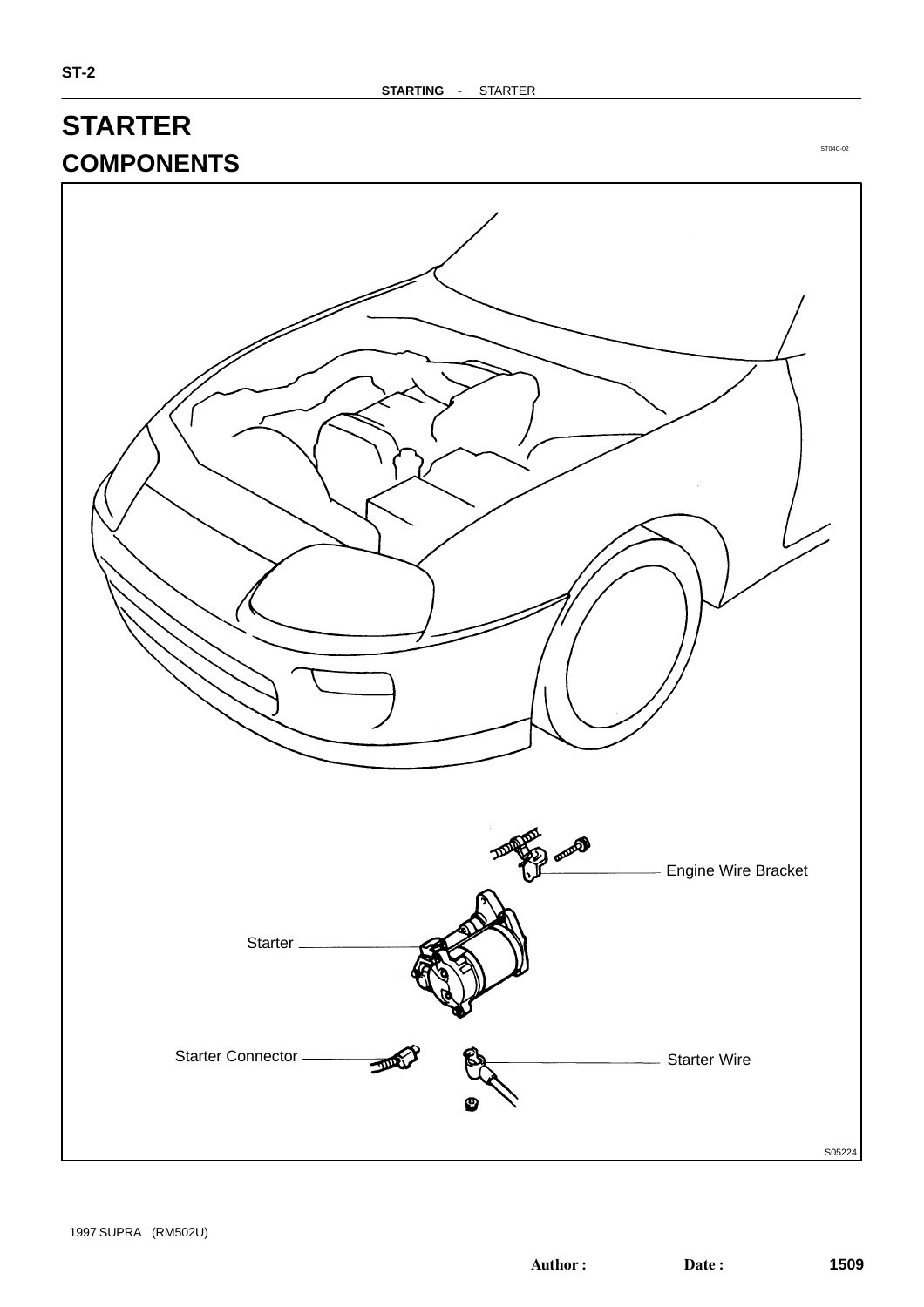# STARTER

## COMPONENTS

ST04C-02

Engine Wire Bracket

Starter

Starter Connector

Starter Wire

S05224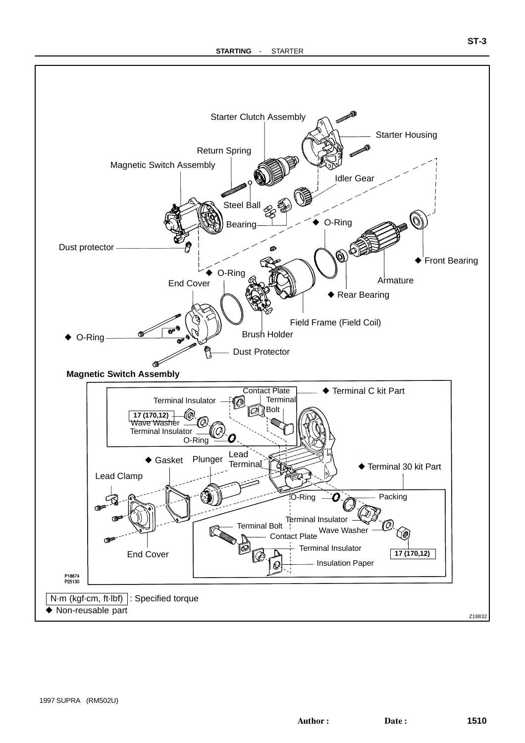Starter Clutch Assembly

Starter Housing

Return Spring

Magnetic Switch Assembly

Idler Gear

Steel Ball

Bearing

◆ O-Ring

Dust protector

◆ Front Bearing

◆ O-Ring

End Cover

Armature

◆ Rear Bearing

Field Frame (Field Coil)

◆ O-Ring

Brush Holder

Dust Protector

**Magnetic Switch Assembly**

Contact Plate

◆ Terminal C kit Part

Terminal Insulator

Terminal Bolt

17 (170,12)

Wave Washer

Terminal Insulator

O-Ring

◆ Gasket

Plunger

Lead Terminal

◆ Terminal 30 kit Part

Lead Clamp

O-Ring

Packing

Terminal Insulator

Terminal Bolt

Wave Washer

Contact Plate

Terminal Insulator

End Cover

17 (170,12)

Insulation Paper

P18674
P25130

N·m (kgf·cm, ft·lbf) : Specified torque

◆ Non-reusable part

Z18832

1997 SUPRA (RM502U)